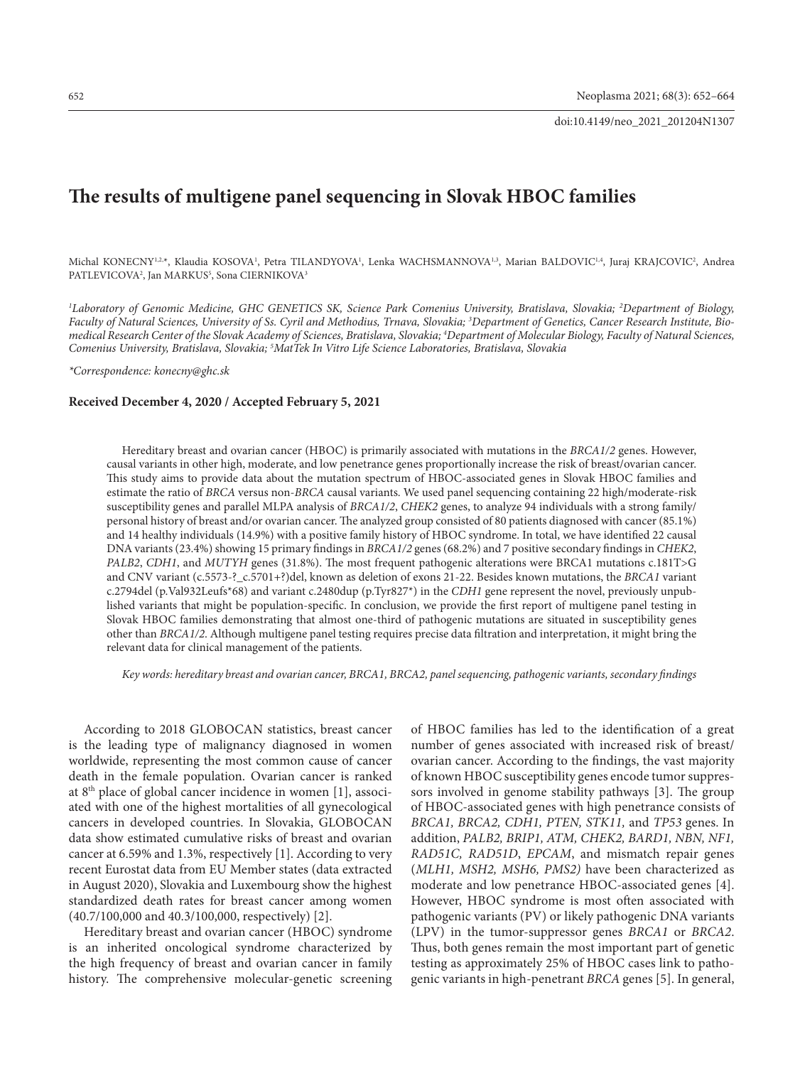doi:10.4149/neo_2021_201204N1307

# The results of multigene panel sequencing in Slovak HBOC families

Michal KONECNY[1,2,*], Klaudia KOSOVA[1], Petra TILANDYOVA[1], Lenka WACHSMANNOVA[1,3], Marian BALDOVIC[1,4], Juraj KRAJCOVIC[2], Andrea PATLEVICOVA[2], Jan MARKUS[5], Sona CIERNIKOVA[3]

*[1]Laboratory of Genomic Medicine, GHC GENETICS SK, Science Park Comenius University, Bratislava, Slovakia; [2]Department of Biology, Faculty of Natural Sciences, University of Ss. Cyril and Methodius, Trnava, Slovakia; [3]Department of Genetics, Cancer Research Institute, Biomedical Research Center of the Slovak Academy of Sciences, Bratislava, Slovakia; [4]Department of Molecular Biology, Faculty of Natural Sciences, Comenius University, Bratislava, Slovakia; [5]MatTek In Vitro Life Science Laboratories, Bratislava, Slovakia*

*\*Correspondence: konecny@ghc.sk*

**Received December 4, 2020 / Accepted February 5, 2021**

Hereditary breast and ovarian cancer (HBOC) is primarily associated with mutations in the *BRCA1/2* genes. However, causal variants in other high, moderate, and low penetrance genes proportionally increase the risk of breast/ovarian cancer. This study aims to provide data about the mutation spectrum of HBOC-associated genes in Slovak HBOC families and estimate the ratio of *BRCA* versus non-*BRCA* causal variants. We used panel sequencing containing 22 high/moderate-risk susceptibility genes and parallel MLPA analysis of *BRCA1/2*, *CHEK2* genes, to analyze 94 individuals with a strong family/personal history of breast and/or ovarian cancer. The analyzed group consisted of 80 patients diagnosed with cancer (85.1%) and 14 healthy individuals (14.9%) with a positive family history of HBOC syndrome. In total, we have identified 22 causal DNA variants (23.4%) showing 15 primary findings in *BRCA1/2* genes (68.2%) and 7 positive secondary findings in *CHEK2*, *PALB2*, *CDH1*, and *MUTYH* genes (31.8%). The most frequent pathogenic alterations were BRCA1 mutations c.181T>G and CNV variant (c.5573-?_c.5701+?)del, known as deletion of exons 21-22. Besides known mutations, the *BRCA1* variant c.2794del (p.Val932Leufs\*68) and variant c.2480dup (p.Tyr827\*) in the *CDH1* gene represent the novel, previously unpublished variants that might be population-specific. In conclusion, we provide the first report of multigene panel testing in Slovak HBOC families demonstrating that almost one-third of pathogenic mutations are situated in susceptibility genes other than *BRCA1/2*. Although multigene panel testing requires precise data filtration and interpretation, it might bring the relevant data for clinical management of the patients.

*Key words: hereditary breast and ovarian cancer, BRCA1, BRCA2, panel sequencing, pathogenic variants, secondary findings*

According to 2018 GLOBOCAN statistics, breast cancer is the leading type of malignancy diagnosed in women worldwide, representing the most common cause of cancer death in the female population. Ovarian cancer is ranked at 8$^{th}$ place of global cancer incidence in women [1], associated with one of the highest mortalities of all gynecological cancers in developed countries. In Slovakia, GLOBOCAN data show estimated cumulative risks of breast and ovarian cancer at 6.59% and 1.3%, respectively [1]. According to very recent Eurostat data from EU Member states (data extracted in August 2020), Slovakia and Luxembourg show the highest standardized death rates for breast cancer among women (40.7/100,000 and 40.3/100,000, respectively) [2].

Hereditary breast and ovarian cancer (HBOC) syndrome is an inherited oncological syndrome characterized by the high frequency of breast and ovarian cancer in family history. The comprehensive molecular-genetic screening of HBOC families has led to the identification of a great number of genes associated with increased risk of breast/ovarian cancer. According to the findings, the vast majority of known HBOC susceptibility genes encode tumor suppressors involved in genome stability pathways [3]. The group of HBOC-associated genes with high penetrance consists of *BRCA1, BRCA2, CDH1, PTEN, STK11,* and *TP53* genes. In addition, *PALB2, BRIP1, ATM, CHEK2, BARD1, NBN, NF1, RAD51C, RAD51D*, *EPCAM*, and mismatch repair genes (*MLH1, MSH2, MSH6, PMS2)* have been characterized as moderate and low penetrance HBOC-associated genes [4]. However, HBOC syndrome is most often associated with pathogenic variants (PV) or likely pathogenic DNA variants (LPV) in the tumor-suppressor genes *BRCA1* or *BRCA2*. Thus, both genes remain the most important part of genetic testing as approximately 25% of HBOC cases link to pathogenic variants in high-penetrant *BRCA* genes [5]. In general,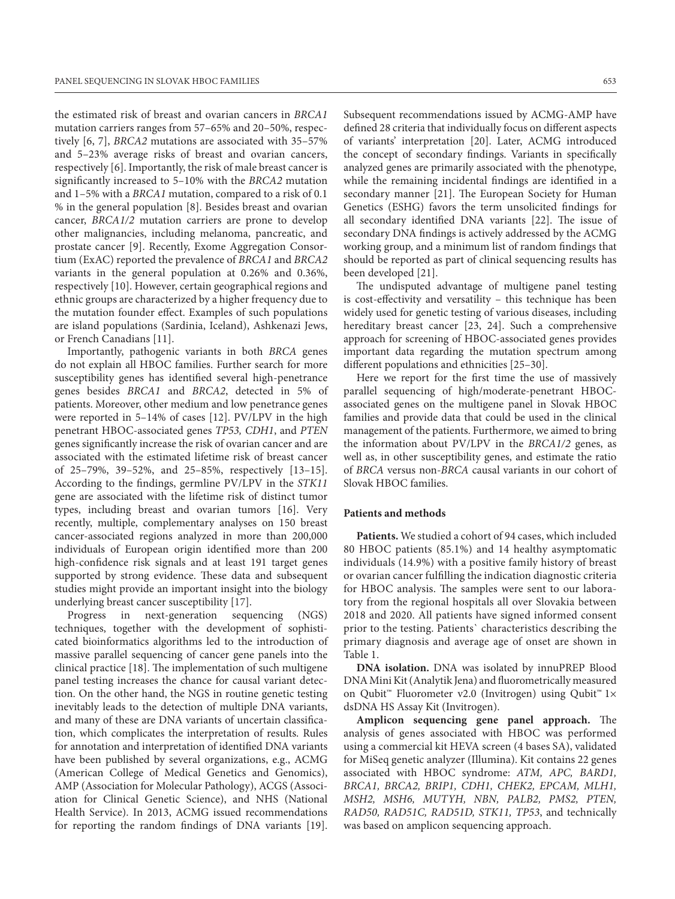the estimated risk of breast and ovarian cancers in *BRCA1* mutation carriers ranges from 57–65% and 20–50%, respectively [6, 7], *BRCA2* mutations are associated with 35–57% and 5–23% average risks of breast and ovarian cancers, respectively [6]. Importantly, the risk of male breast cancer is significantly increased to 5–10% with the *BRCA2* mutation and 1–5% with a *BRCA1* mutation, compared to a risk of 0.1 % in the general population [8]. Besides breast and ovarian cancer, *BRCA1/2* mutation carriers are prone to develop other malignancies, including melanoma, pancreatic, and prostate cancer [9]. Recently, Exome Aggregation Consortium (ExAC) reported the prevalence of *BRCA1* and *BRCA2* variants in the general population at 0.26% and 0.36%, respectively [10]. However, certain geographical regions and ethnic groups are characterized by a higher frequency due to the mutation founder effect. Examples of such populations are island populations (Sardinia, Iceland), Ashkenazi Jews, or French Canadians [11].

Importantly, pathogenic variants in both *BRCA* genes do not explain all HBOC families. Further search for more susceptibility genes has identified several high-penetrance genes besides *BRCA1* and *BRCA2*, detected in 5% of patients. Moreover, other medium and low penetrance genes were reported in 5–14% of cases [12]. PV/LPV in the high penetrant HBOC-associated genes *TP53, CDH1*, and *PTEN* genes significantly increase the risk of ovarian cancer and are associated with the estimated lifetime risk of breast cancer of 25–79%, 39–52%, and 25–85%, respectively [13–15]. According to the findings, germline PV/LPV in the *STK11* gene are associated with the lifetime risk of distinct tumor types, including breast and ovarian tumors [16]. Very recently, multiple, complementary analyses on 150 breast cancer-associated regions analyzed in more than 200,000 individuals of European origin identified more than 200 high-confidence risk signals and at least 191 target genes supported by strong evidence. These data and subsequent studies might provide an important insight into the biology underlying breast cancer susceptibility [17].

Progress in next-generation sequencing (NGS) techniques, together with the development of sophisticated bioinformatics algorithms led to the introduction of massive parallel sequencing of cancer gene panels into the clinical practice [18]. The implementation of such multigene panel testing increases the chance for causal variant detection. On the other hand, the NGS in routine genetic testing inevitably leads to the detection of multiple DNA variants, and many of these are DNA variants of uncertain classification, which complicates the interpretation of results. Rules for annotation and interpretation of identified DNA variants have been published by several organizations, e.g., ACMG (American College of Medical Genetics and Genomics), AMP (Association for Molecular Pathology), ACGS (Association for Clinical Genetic Science), and NHS (National Health Service). In 2013, ACMG issued recommendations for reporting the random findings of DNA variants [19]. Subsequent recommendations issued by ACMG-AMP have defined 28 criteria that individually focus on different aspects of variants' interpretation [20]. Later, ACMG introduced the concept of secondary findings. Variants in specifically analyzed genes are primarily associated with the phenotype, while the remaining incidental findings are identified in a secondary manner [21]. The European Society for Human Genetics (ESHG) favors the term unsolicited findings for all secondary identified DNA variants [22]. The issue of secondary DNA findings is actively addressed by the ACMG working group, and a minimum list of random findings that should be reported as part of clinical sequencing results has been developed [21].

The undisputed advantage of multigene panel testing is cost-effectivity and versatility – this technique has been widely used for genetic testing of various diseases, including hereditary breast cancer [23, 24]. Such a comprehensive approach for screening of HBOC-associated genes provides important data regarding the mutation spectrum among different populations and ethnicities [25–30].

Here we report for the first time the use of massively parallel sequencing of high/moderate-penetrant HBOC-associated genes on the multigene panel in Slovak HBOC families and provide data that could be used in the clinical management of the patients. Furthermore, we aimed to bring the information about PV/LPV in the *BRCA1/2* genes, as well as, in other susceptibility genes, and estimate the ratio of *BRCA* versus non-*BRCA* causal variants in our cohort of Slovak HBOC families.

## Patients and methods

**Patients.** We studied a cohort of 94 cases, which included 80 HBOC patients (85.1%) and 14 healthy asymptomatic individuals (14.9%) with a positive family history of breast or ovarian cancer fulfilling the indication diagnostic criteria for HBOC analysis. The samples were sent to our laboratory from the regional hospitals all over Slovakia between 2018 and 2020. All patients have signed informed consent prior to the testing. Patients` characteristics describing the primary diagnosis and average age of onset are shown in Table 1.

**DNA isolation.** DNA was isolated by innuPREP Blood DNA Mini Kit (Analytik Jena) and fluorometrically measured on Qubit™ Fluorometer v2.0 (Invitrogen) using Qubit™ 1× dsDNA HS Assay Kit (Invitrogen).

**Amplicon sequencing gene panel approach.** The analysis of genes associated with HBOC was performed using a commercial kit HEVA screen (4 bases SA), validated for MiSeq genetic analyzer (Illumina). Kit contains 22 genes associated with HBOC syndrome: *ATM, APC, BARD1, BRCA1, BRCA2, BRIP1, CDH1, CHEK2, EPCAM, MLH1, MSH2, MSH6, MUTYH, NBN, PALB2, PMS2, PTEN, RAD50, RAD51C, RAD51D, STK11, TP53*, and technically was based on amplicon sequencing approach.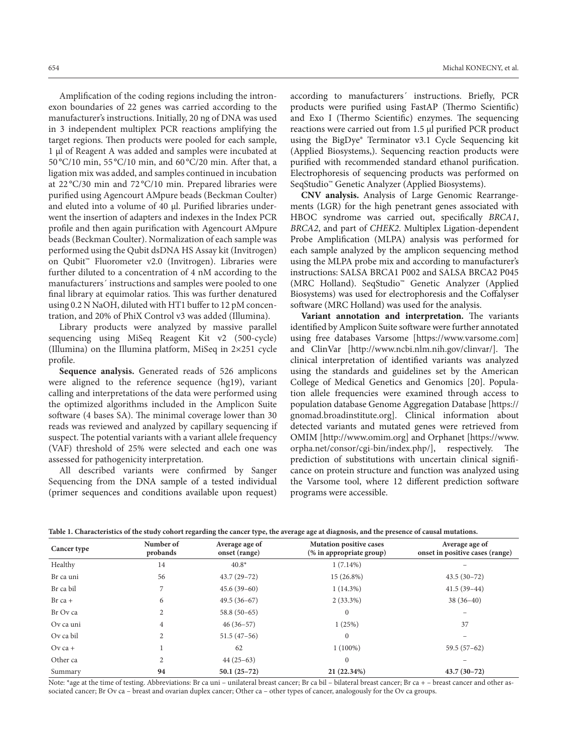Amplification of the coding regions including the intron-exon boundaries of 22 genes was carried according to the manufacturer's instructions. Initially, 20 ng of DNA was used in 3 independent multiplex PCR reactions amplifying the target regions. Then products were pooled for each sample, 1 μl of Reagent A was added and samples were incubated at 50 °C/10 min, 55 °C/10 min, and 60 °C/20 min. After that, a ligation mix was added, and samples continued in incubation at 22 °C/30 min and 72 °C/10 min. Prepared libraries were purified using Agencourt AMpure beads (Beckman Coulter) and eluted into a volume of 40 μl. Purified libraries underwent the insertion of adapters and indexes in the Index PCR profile and then again purification with Agencourt AMpure beads (Beckman Coulter). Normalization of each sample was performed using the Qubit dsDNA HS Assay kit (Invitrogen) on Qubit™ Fluorometer v2.0 (Invitrogen). Libraries were further diluted to a concentration of 4 nM according to the manufacturers´ instructions and samples were pooled to one final library at equimolar ratios. This was further denatured using 0.2 N NaOH, diluted with HT1 buffer to 12 pM concentration, and 20% of PhiX Control v3 was added (Illumina).

Library products were analyzed by massive parallel sequencing using MiSeq Reagent Kit v2 (500-cycle) (Illumina) on the Illumina platform, MiSeq in 2×251 cycle profile.

**Sequence analysis.** Generated reads of 526 amplicons were aligned to the reference sequence (hg19), variant calling and interpretations of the data were performed using the optimized algorithms included in the Amplicon Suite software (4 bases SA). The minimal coverage lower than 30 reads was reviewed and analyzed by capillary sequencing if suspect. The potential variants with a variant allele frequency (VAF) threshold of 25% were selected and each one was assessed for pathogenicity interpretation.

All described variants were confirmed by Sanger Sequencing from the DNA sample of a tested individual (primer sequences and conditions available upon request) according to manufacturers´ instructions. Briefly, PCR products were purified using FastAP (Thermo Scientific) and Exo I (Thermo Scientific) enzymes. The sequencing reactions were carried out from 1.5 μl purified PCR product using the BigDye® Terminator v3.1 Cycle Sequencing kit (Applied Biosystems,). Sequencing reaction products were purified with recommended standard ethanol purification. Electrophoresis of sequencing products was performed on SeqStudio™ Genetic Analyzer (Applied Biosystems).

**CNV analysis.** Analysis of Large Genomic Rearrangements (LGR) for the high penetrant genes associated with HBOC syndrome was carried out, specifically *BRCA1*, *BRCA2*, and part of *CHEK2*. Multiplex Ligation-dependent Probe Amplification (MLPA) analysis was performed for each sample analyzed by the amplicon sequencing method using the MLPA probe mix and according to manufacturer's instructions: SALSA BRCA1 P002 and SALSA BRCA2 P045 (MRC Holland). SeqStudio™ Genetic Analyzer (Applied Biosystems) was used for electrophoresis and the Coffalyser software (MRC Holland) was used for the analysis.

**Variant annotation and interpretation.** The variants identified by Amplicon Suite software were further annotated using free databases Varsome [https://www.varsome.com] and ClinVar [http://www.ncbi.nlm.nih.gov/clinvar/]. The clinical interpretation of identified variants was analyzed using the standards and guidelines set by the American College of Medical Genetics and Genomics [20]. Population allele frequencies were examined through access to population database Genome Aggregation Database [https://gnomad.broadinstitute.org]. Clinical information about detected variants and mutated genes were retrieved from OMIM [http://www.omim.org] and Orphanet [https://www.orpha.net/consor/cgi-bin/index.php/], respectively. The prediction of substitutions with uncertain clinical significance on protein structure and function was analyzed using the Varsome tool, where 12 different prediction software programs were accessible.

**Table 1. Characteristics of the study cohort regarding the cancer type, the average age at diagnosis, and the presence of causal mutations.**

| Cancer type | Number of probands | Average age of onset (range) | Mutation positive cases (% in appropriate group) | Average age of onset in positive cases (range) |
|---|---|---|---|---|
| Healthy | 14 | 40.8* | 1 (7.14%) | – |
| Br ca uni | 56 | 43.7 (29–72) | 15 (26.8%) | 43.5 (30–72) |
| Br ca bil | 7 | 45.6 (39–60) | 1 (14.3%) | 41.5 (39–44) |
| Br ca + | 6 | 49.5 (36–67) | 2 (33.3%) | 38 (36–40) |
| Br Ov ca | 2 | 58.8 (50–65) | 0 | – |
| Ov ca uni | 4 | 46 (36–57) | 1 (25%) | 37 |
| Ov ca bil | 2 | 51.5 (47–56) | 0 | – |
| Ov ca + | 1 | 62 | 1 (100%) | 59.5 (57–62) |
| Other ca | 2 | 44 (25–63) | 0 | – |
| Summary | **94** | **50.1 (25–72)** | **21 (22.34%)** | **43.7 (30–72)** |

Note: *age at the time of testing. Abbreviations: Br ca uni – unilateral breast cancer; Br ca bil – bilateral breast cancer; Br ca + – breast cancer and other associated cancer; Br Ov ca – breast and ovarian duplex cancer; Other ca – other types of cancer, analogously for the Ov ca groups.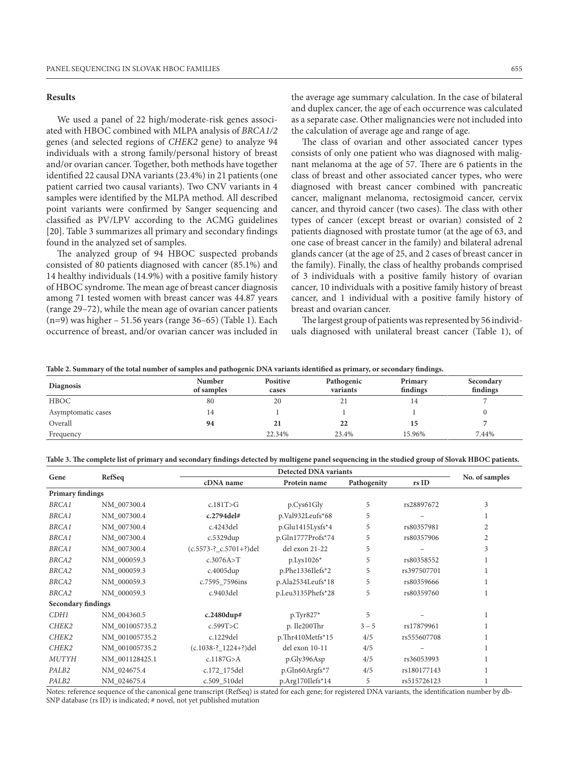## Results

We used a panel of 22 high/moderate-risk genes associated with HBOC combined with MLPA analysis of *BRCA1/2* genes (and selected regions of *CHEK2* gene) to analyze 94 individuals with a strong family/personal history of breast and/or ovarian cancer. Together, both methods have together identified 22 causal DNA variants (23.4%) in 21 patients (one patient carried two causal variants). Two CNV variants in 4 samples were identified by the MLPA method. All described point variants were confirmed by Sanger sequencing and classified as PV/LPV according to the ACMG guidelines [20]. Table 3 summarizes all primary and secondary findings found in the analyzed set of samples.

The analyzed group of 94 HBOC suspected probands consisted of 80 patients diagnosed with cancer (85.1%) and 14 healthy individuals (14.9%) with a positive family history of HBOC syndrome. The mean age of breast cancer diagnosis among 71 tested women with breast cancer was 44.87 years (range 29–72), while the mean age of ovarian cancer patients (n=9) was higher – 51.56 years (range 36–65) (Table 1). Each occurrence of breast, and/or ovarian cancer was included in the average age summary calculation. In the case of bilateral and duplex cancer, the age of each occurrence was calculated as a separate case. Other malignancies were not included into the calculation of average age and range of age.

The class of ovarian and other associated cancer types consists of only one patient who was diagnosed with malignant melanoma at the age of 57. There are 6 patients in the class of breast and other associated cancer types, who were diagnosed with breast cancer combined with pancreatic cancer, malignant melanoma, rectosigmoid cancer, cervix cancer, and thyroid cancer (two cases). The class with other types of cancer (except breast or ovarian) consisted of 2 patients diagnosed with prostate tumor (at the age of 63, and one case of breast cancer in the family) and bilateral adrenal glands cancer (at the age of 25, and 2 cases of breast cancer in the family). Finally, the class of healthy probands comprised of 3 individuals with a positive family history of ovarian cancer, 10 individuals with a positive family history of breast cancer, and 1 individual with a positive family history of breast and ovarian cancer.

The largest group of patients was represented by 56 individuals diagnosed with unilateral breast cancer (Table 1), of

**Table 2. Summary of the total number of samples and pathogenic DNA variants identified as primary, or secondary findings.**

| Diagnosis | Number of samples | Positive cases | Pathogenic variants | Primary findings | Secondary findings |
|---|---|---|---|---|---|
| HBOC | 80 | 20 | 21 | 14 | 7 |
| Asymptomatic cases | 14 | 1 | 1 | 1 | 0 |
| Overall | **94** | **21** | **22** | **15** | **7** |
| Frequency | | 22.34% | 23.4% | 15.96% | 7.44% |

**Table 3. The complete list of primary and secondary findings detected by multigene panel sequencing in the studied group of Slovak HBOC patients.**

| Gene | RefSeq | Detected DNA variants | | | | No. of samples |
|---|---|---|---|---|---|---|
| | | cDNA name | Protein name | Pathogenity | rs ID | |
| **Primary findings** | | | | | | |
| *BRCA1* | NM_007300.4 | c.181T>G | p.Cys61Gly | 5 | rs28897672 | 3 |
| *BRCA1* | NM_007300.4 | **c.2794del#** | p.Val932Leufs*68 | 5 | – | 1 |
| *BRCA1* | NM_007300.4 | c.4243del | p.Glu1415Lysfs*4 | 5 | rs80357981 | 2 |
| *BRCA1* | NM_007300.4 | c.5329dup | p.Gln1777Profs*74 | 5 | rs80357906 | 2 |
| *BRCA1* | NM_007300.4 | (c.5573-?_c.5701+?)del | del exon 21-22 | 5 | – | 3 |
| *BRCA2* | NM_000059.3 | c.3076A>T | p.Lys1026* | 5 | rs80358552 | 1 |
| *BRCA2* | NM_000059.3 | c.4005dup | p.Phe1336Ilefs*2 | 5 | rs397507701 | 1 |
| *BRCA2* | NM_000059.3 | c.7595_7596ins | p.Ala2534Leufs*18 | 5 | rs80359666 | 1 |
| *BRCA2* | NM_000059.3 | c.9403del | p.Leu3135Phefs*28 | 5 | rs80359760 | 1 |
| **Secondary findings** | | | | | | |
| *CDH1* | NM_004360.5 | **c.2480dup#** | p.Tyr827* | 5 | – | 1 |
| *CHEK2* | NM_001005735.2 | c.599T>C | p. Ile200Thr | 3 – 5 | rs17879961 | 1 |
| *CHEK2* | NM_001005735.2 | c.1229del | p.Thr410Metfs*15 | 4/5 | rs555607708 | 1 |
| *CHEK2* | NM_001005735.2 | (c.1038-?_1224+?)del | del exon 10-11 | 4/5 | – | 1 |
| *MUTYH* | NM_001128425.1 | c.1187G>A | p.Gly396Asp | 4/5 | rs36053993 | 1 |
| *PALB2* | NM_024675.4 | c.172_175del | p.Gln60Argfs*7 | 4/5 | rs180177143 | 1 |
| *PALB2* | NM_024675.4 | c.509_510del | p.Arg170Ilefs*14 | 5 | rs515726123 | 1 |

Notes: reference sequence of the canonical gene transcript (RefSeq) is stated for each gene; for registered DNA variants, the identification number by db-SNP database (rs ID) is indicated; # novel, not yet published mutation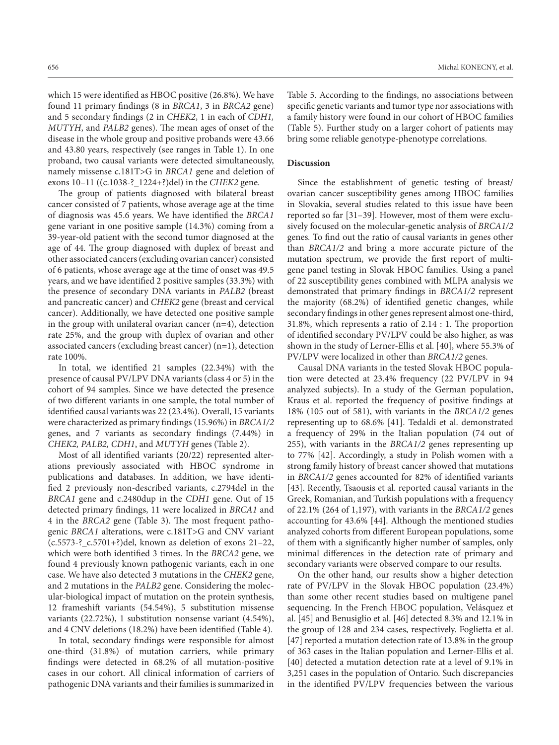which 15 were identified as HBOC positive (26.8%). We have found 11 primary findings (8 in *BRCA1*, 3 in *BRCA2* gene) and 5 secondary findings (2 in *CHEK2*, 1 in each of *CDH1, MUTYH*, and *PALB2* genes). The mean ages of onset of the disease in the whole group and positive probands were 43.66 and 43.80 years, respectively (see ranges in Table 1). In one proband, two causal variants were detected simultaneously, namely missense c.181T>G in *BRCA1* gene and deletion of exons 10–11 ((c.1038-?_1224+?)del) in the *CHEK2* gene.

The group of patients diagnosed with bilateral breast cancer consisted of 7 patients, whose average age at the time of diagnosis was 45.6 years. We have identified the *BRCA1* gene variant in one positive sample (14.3%) coming from a 39-year-old patient with the second tumor diagnosed at the age of 44. The group diagnosed with duplex of breast and other associated cancers (excluding ovarian cancer) consisted of 6 patients, whose average age at the time of onset was 49.5 years, and we have identified 2 positive samples (33.3%) with the presence of secondary DNA variants in *PALB2* (breast and pancreatic cancer) and *CHEK2* gene (breast and cervical cancer). Additionally, we have detected one positive sample in the group with unilateral ovarian cancer (n=4), detection rate 25%, and the group with duplex of ovarian and other associated cancers (excluding breast cancer) (n=1), detection rate 100%.

In total, we identified 21 samples (22.34%) with the presence of causal PV/LPV DNA variants (class 4 or 5) in the cohort of 94 samples. Since we have detected the presence of two different variants in one sample, the total number of identified causal variants was 22 (23.4%). Overall, 15 variants were characterized as primary findings (15.96%) in *BRCA1/2* genes, and 7 variants as secondary findings (7.44%) in *CHEK2, PALB2, CDH1*, and *MUTYH* genes (Table 2).

Most of all identified variants (20/22) represented alterations previously associated with HBOC syndrome in publications and databases. In addition, we have identified 2 previously non-described variants, c.2794del in the *BRCA1* gene and c.2480dup in the *CDH1* gene. Out of 15 detected primary findings, 11 were localized in *BRCA1* and 4 in the *BRCA2* gene (Table 3). The most frequent pathogenic *BRCA1* alterations, were c.181T>G and CNV variant (c.5573-?_c.5701+?)del, known as deletion of exons 21–22, which were both identified 3 times. In the *BRCA2* gene, we found 4 previously known pathogenic variants, each in one case. We have also detected 3 mutations in the *CHEK2* gene, and 2 mutations in the *PALB2* gene. Considering the molecular-biological impact of mutation on the protein synthesis, 12 frameshift variants (54.54%), 5 substitution missense variants (22.72%), 1 substitution nonsense variant (4.54%), and 4 CNV deletions (18.2%) have been identified (Table 4).

In total, secondary findings were responsible for almost one-third (31.8%) of mutation carriers, while primary findings were detected in 68.2% of all mutation-positive cases in our cohort. All clinical information of carriers of pathogenic DNA variants and their families is summarized in Table 5. According to the findings, no associations between specific genetic variants and tumor type nor associations with a family history were found in our cohort of HBOC families (Table 5). Further study on a larger cohort of patients may bring some reliable genotype-phenotype correlations.

## Discussion

Since the establishment of genetic testing of breast/ovarian cancer susceptibility genes among HBOC families in Slovakia, several studies related to this issue have been reported so far [31–39]. However, most of them were exclusively focused on the molecular-genetic analysis of *BRCA1/2* genes. To find out the ratio of causal variants in genes other than *BRCA1/2* and bring a more accurate picture of the mutation spectrum, we provide the first report of multigene panel testing in Slovak HBOC families. Using a panel of 22 susceptibility genes combined with MLPA analysis we demonstrated that primary findings in *BRCA1/2* represent the majority (68.2%) of identified genetic changes, while secondary findings in other genes represent almost one-third, 31.8%, which represents a ratio of 2.14 : 1. The proportion of identified secondary PV/LPV could be also higher, as was shown in the study of Lerner-Ellis et al. [40], where 55.3% of PV/LPV were localized in other than *BRCA1/2* genes.

Causal DNA variants in the tested Slovak HBOC population were detected at 23.4% frequency (22 PV/LPV in 94 analyzed subjects). In a study of the German population, Kraus et al. reported the frequency of positive findings at 18% (105 out of 581), with variants in the *BRCA1/2* genes representing up to 68.6% [41]. Tedaldi et al. demonstrated a frequency of 29% in the Italian population (74 out of 255), with variants in the *BRCA1/2* genes representing up to 77% [42]. Accordingly, a study in Polish women with a strong family history of breast cancer showed that mutations in *BRCA1/2* genes accounted for 82% of identified variants [43]. Recently, Tsaousis et al. reported causal variants in the Greek, Romanian, and Turkish populations with a frequency of 22.1% (264 of 1,197), with variants in the *BRCA1/2* genes accounting for 43.6% [44]. Although the mentioned studies analyzed cohorts from different European populations, some of them with a significantly higher number of samples, only minimal differences in the detection rate of primary and secondary variants were observed compare to our results.

On the other hand, our results show a higher detection rate of PV/LPV in the Slovak HBOC population (23.4%) than some other recent studies based on multigene panel sequencing. In the French HBOC population, Velásquez et al. [45] and Benusiglio et al. [46] detected 8.3% and 12.1% in the group of 128 and 234 cases, respectively. Foglietta et al. [47] reported a mutation detection rate of 13.8% in the group of 363 cases in the Italian population and Lerner-Ellis et al. [40] detected a mutation detection rate at a level of 9.1% in 3,251 cases in the population of Ontario. Such discrepancies in the identified PV/LPV frequencies between the various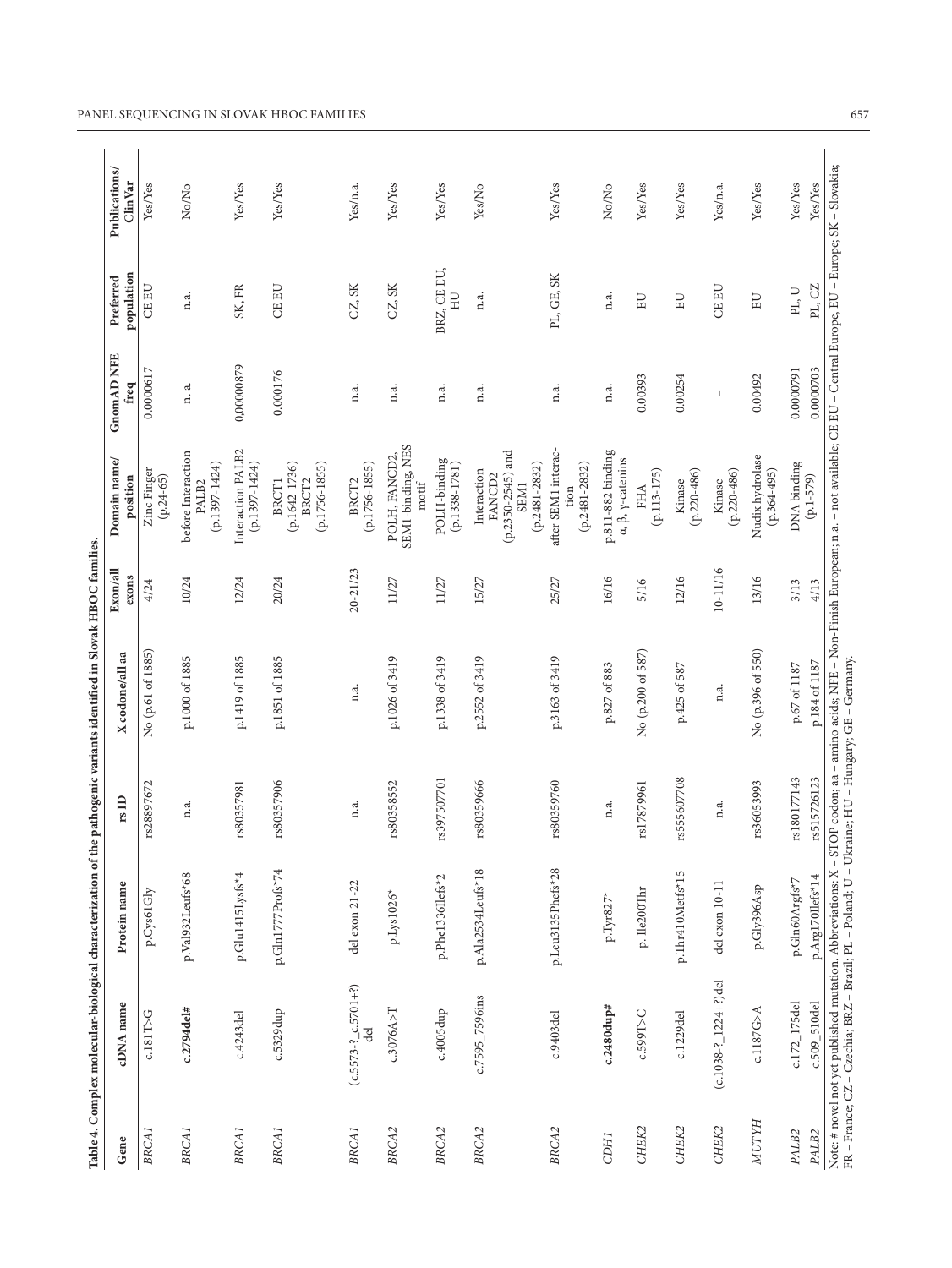**Table 4. Complex molecular-biological characterization of the pathogenic variants identified in Slovak HBOC families.**

| Gene | cDNA name | Protein name | rs ID | X codone/all aa | Exon/all exons | Domain name/ position | GnomAD NFE freq | Preferred population | Publications/ ClinVar |
|---|---|---|---|---|---|---|---|---|---|
| *BRCA1* | c.181T>G | p.Cys61Gly | rs28897672 | No (p.61 of 1885) | 4/24 | Zinc Finger (p.24-65) | 0.0000617 | CE EU | Yes/Yes |
| *BRCA1* | **c.2794del#** | p.Val932Leufs*68 | n.a. | p.1000 of 1885 | 10/24 | before Interaction PALB2 (p.1397-1424) | n. a. | n.a. | No/No |
| *BRCA1* | c.4243del | p.Glu1415Lysfs*4 | rs80357981 | p.1419 of 1885 | 12/24 | Interaction PALB2 (p.1397-1424) | 0.00000879 | SK, FR | Yes/Yes |
| *BRCA1* | c.5329dup | p.Gln1777Profs*74 | rs80357906 | p.1851 of 1885 | 20/24 | BRCT1 (p.1642-1736) BRCT2 (p.1756-1855) | 0.000176 | CE EU | Yes/Yes |
| *BRCA1* | (c.5573-?_c.5701+?) del | del exon 21-22 | n.a. | n.a. | 20-21/23 | BRCT2 (p.1756-1855) | n.a. | CZ, SK | Yes/n.a. |
| *BRCA2* | c.3076A>T | p.Lys1026* | rs80358552 | p.1026 of 3419 | 11/27 | POLH, FANCD2, SEM1-binding, NES motif | n.a. | CZ, SK | Yes/Yes |
| *BRCA2* | c.4005dup | p.Phe1336Ilefs*2 | rs397507701 | p.1338 of 3419 | 11/27 | POLH-binding (p.1338-1781) | n.a. | BRZ, CE EU, HU | Yes/Yes |
| *BRCA2* | c.7595_7596ins | p.Ala2534Leufs*18 | rs80359666 | p.2552 of 3419 | 15/27 | Interaction FANCD2 (p.2350-2545) and SEM1 (p.2481-2832) | n.a. | n.a. | Yes/No |
| *BRCA2* | c.9403del | p.Leu3135Phefs*28 | rs80359760 | p.3163 of 3419 | 25/27 | after SEM1 interaction (p.2481-2832) | n.a. | PL, GE, SK | Yes/Yes |
| *CDH1* | **c.2480dup#** | p.Tyr827* | n.a. | p.827 of 883 | 16/16 | p.811-882 binding α, β, γ-catenins | n.a. | n.a. | No/No |
| *CHEK2* | c.599T>C | p. Ile200Thr | rs17879961 | No (p.200 of 587) | 5/16 | FHA (p.113-175) | 0.00393 | EU | Yes/Yes |
| *CHEK2* | c.1229del | p.Thr410Metfs*15 | rs555607708 | p.425 of 587 | 12/16 | Kinase (p.220-486) | 0.00254 | EU | Yes/Yes |
| *CHEK2* | (c.1038-?_1224+?)del | del exon 10-11 | n.a. | n.a. | 10-11/16 | Kinase (p.220-486) | - | CE EU | Yes/n.a. |
| *MUTYH* | c.1187G>A | p.Gly396Asp | rs36053993 | No (p.396 of 550) | 13/16 | Nudix hydrolase (p.364-495) | 0.00492 | EU | Yes/Yes |
| *PALB2* | c.172_175del | p.Gln60Argfs*7 | rs180177143 | p.67 of 1187 | 3/13 | DNA binding (p.1-579) | 0.0000791 | PL, U | Yes/Yes |
| *PALB2* | c.509_510del | p.Arg170Ilefs*14 | rs515726123 | p.184 of 1187 | 4/13 | | 0.0000703 | PL, CZ | Yes/Yes |

Note: # novel not yet published mutation. Abbreviations: X – STOP codon; aa – amino acids; NFE – Non-Finish European; n.a. – not available; CE EU – Central Europe, EU – Europe; SK – Slovakia; FR – France; CZ – Czechia; BRZ – Brazil; PL – Poland; U – Ukraine; HU – Hungary; GE – Germany.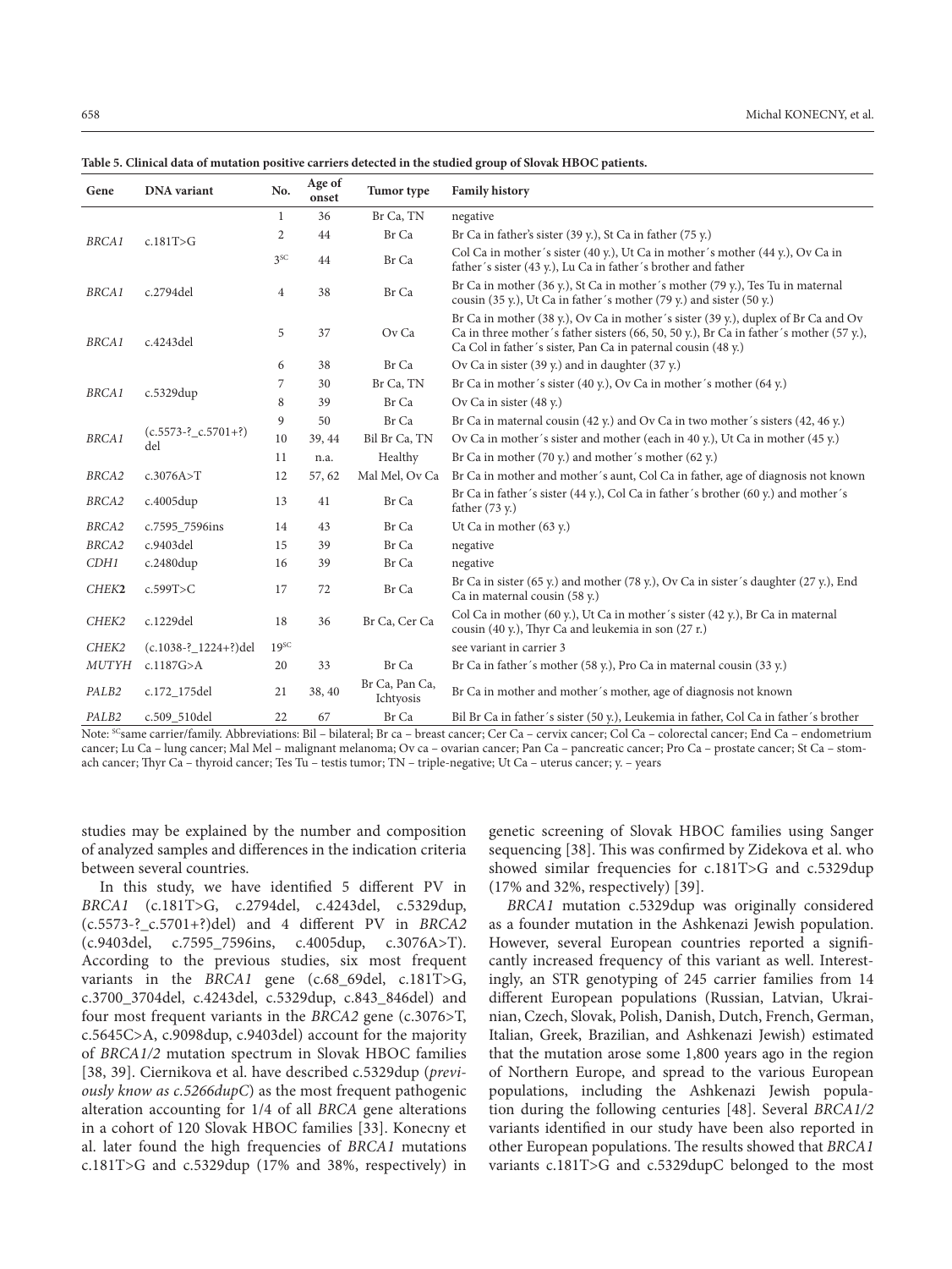**Table 5. Clinical data of mutation positive carriers detected in the studied group of Slovak HBOC patients.**

| Gene | DNA variant | No. | Age of onset | Tumor type | Family history |
|---|---|---|---|---|---|
| *BRCA1* | c.181T>G | 1 | 36 | Br Ca, TN | negative |
| | | 2 | 44 | Br Ca | Br Ca in father's sister (39 y.), St Ca in father (75 y.) |
| | | 3[SC] | 44 | Br Ca | Col Ca in mother´s sister (40 y.), Ut Ca in mother´s mother (44 y.), Ov Ca in father´s sister (43 y.), Lu Ca in father´s brother and father |
| *BRCA1* | c.2794del | 4 | 38 | Br Ca | Br Ca in mother (36 y.), St Ca in mother´s mother (79 y.), Tes Tu in maternal cousin (35 y.), Ut Ca in father´s mother (79 y.) and sister (50 y.) |
| *BRCA1* | c.4243del | 5 | 37 | Ov Ca | Br Ca in mother (38 y.), Ov Ca in mother´s sister (39 y.), duplex of Br Ca and Ov Ca in three mother´s father sisters (66, 50, 50 y.), Br Ca in father´s mother (57 y.), Ca Col in father´s sister, Pan Ca in paternal cousin (48 y.) |
| *BRCA1* | c.5329dup | 6 | 38 | Br Ca | Ov Ca in sister (39 y.) and in daughter (37 y.) |
| | | 7 | 30 | Br Ca, TN | Br Ca in mother´s sister (40 y.), Ov Ca in mother´s mother (64 y.) |
| | | 8 | 39 | Br Ca | Ov Ca in sister (48 y.) |
| *BRCA1* | (c.5573-?_c.5701+?)del | 9 | 50 | Br Ca | Br Ca in maternal cousin (42 y.) and Ov Ca in two mother´s sisters (42, 46 y.) |
| | | 10 | 39, 44 | Bil Br Ca, TN | Ov Ca in mother´s sister and mother (each in 40 y.), Ut Ca in mother (45 y.) |
| | | 11 | n.a. | Healthy | Br Ca in mother (70 y.) and mother´s mother (62 y.) |
| *BRCA2* | c.3076A>T | 12 | 57, 62 | Mal Mel, Ov Ca | Br Ca in mother and mother´s aunt, Col Ca in father, age of diagnosis not known |
| *BRCA2* | c.4005dup | 13 | 41 | Br Ca | Br Ca in father´s sister (44 y.), Col Ca in father´s brother (60 y.) and mother´s father (73 y.) |
| *BRCA2* | c.7595_7596ins | 14 | 43 | Br Ca | Ut Ca in mother (63 y.) |
| *BRCA2* | c.9403del | 15 | 39 | Br Ca | negative |
| *CDH1* | c.2480dup | 16 | 39 | Br Ca | negative |
| *CHEK2* | c.599T>C | 17 | 72 | Br Ca | Br Ca in sister (65 y.) and mother (78 y.), Ov Ca in sister´s daughter (27 y.), End Ca in maternal cousin (58 y.) |
| *CHEK2* | c.1229del | 18 | 36 | Br Ca, Cer Ca | Col Ca in mother (60 y.), Ut Ca in mother´s sister (42 y.), Br Ca in maternal cousin (40 y.), Thyr Ca and leukemia in son (27 r.) |
| *CHEK2* | (c.1038-?_1224+?)del | 19[SC] | | | see variant in carrier 3 |
| *MUTYH* | c.1187G>A | 20 | 33 | Br Ca | Br Ca in father´s mother (58 y.), Pro Ca in maternal cousin (33 y.) |
| *PALB2* | c.172_175del | 21 | 38, 40 | Br Ca, Pan Ca, Ichtyosis | Br Ca in mother and mother´s mother, age of diagnosis not known |
| *PALB2* | c.509_510del | 22 | 67 | Br Ca | Bil Br Ca in father´s sister (50 y.), Leukemia in father, Col Ca in father´s brother |

Note: [SC]same carrier/family. Abbreviations: Bil – bilateral; Br ca – breast cancer; Cer Ca – cervix cancer; Col Ca – colorectal cancer; End Ca – endometrium cancer; Lu Ca – lung cancer; Mal Mel – malignant melanoma; Ov ca – ovarian cancer; Pan Ca – pancreatic cancer; Pro Ca – prostate cancer; St Ca – stomach cancer; Thyr Ca – thyroid cancer; Tes Tu – testis tumor; TN – triple-negative; Ut Ca – uterus cancer; y. – years

studies may be explained by the number and composition of analyzed samples and differences in the indication criteria between several countries.

In this study, we have identified 5 different PV in *BRCA1* (c.181T>G, c.2794del, c.4243del, c.5329dup, (c.5573-?_c.5701+?)del) and 4 different PV in *BRCA2* (c.9403del, c.7595_7596ins, c.4005dup, c.3076A>T). According to the previous studies, six most frequent variants in the *BRCA1* gene (c.68_69del, c.181T>G, c.3700_3704del, c.4243del, c.5329dup, c.843_846del) and four most frequent variants in the *BRCA2* gene (c.3076>T, c.5645C>A, c.9098dup, c.9403del) account for the majority of *BRCA1/2* mutation spectrum in Slovak HBOC families [38, 39]. Ciernikova et al. have described c.5329dup (*previously know as c.5266dupC*) as the most frequent pathogenic alteration accounting for 1/4 of all *BRCA* gene alterations in a cohort of 120 Slovak HBOC families [33]. Konecny et al. later found the high frequencies of *BRCA1* mutations c.181T>G and c.5329dup (17% and 38%, respectively) in genetic screening of Slovak HBOC families using Sanger sequencing [38]. This was confirmed by Zidekova et al. who showed similar frequencies for c.181T>G and c.5329dup (17% and 32%, respectively) [39].

*BRCA1* mutation c.5329dup was originally considered as a founder mutation in the Ashkenazi Jewish population. However, several European countries reported a significantly increased frequency of this variant as well. Interestingly, an STR genotyping of 245 carrier families from 14 different European populations (Russian, Latvian, Ukrainian, Czech, Slovak, Polish, Danish, Dutch, French, German, Italian, Greek, Brazilian, and Ashkenazi Jewish) estimated that the mutation arose some 1,800 years ago in the region of Northern Europe, and spread to the various European populations, including the Ashkenazi Jewish population during the following centuries [48]. Several *BRCA1/2* variants identified in our study have been also reported in other European populations. The results showed that *BRCA1* variants c.181T>G and c.5329dupC belonged to the most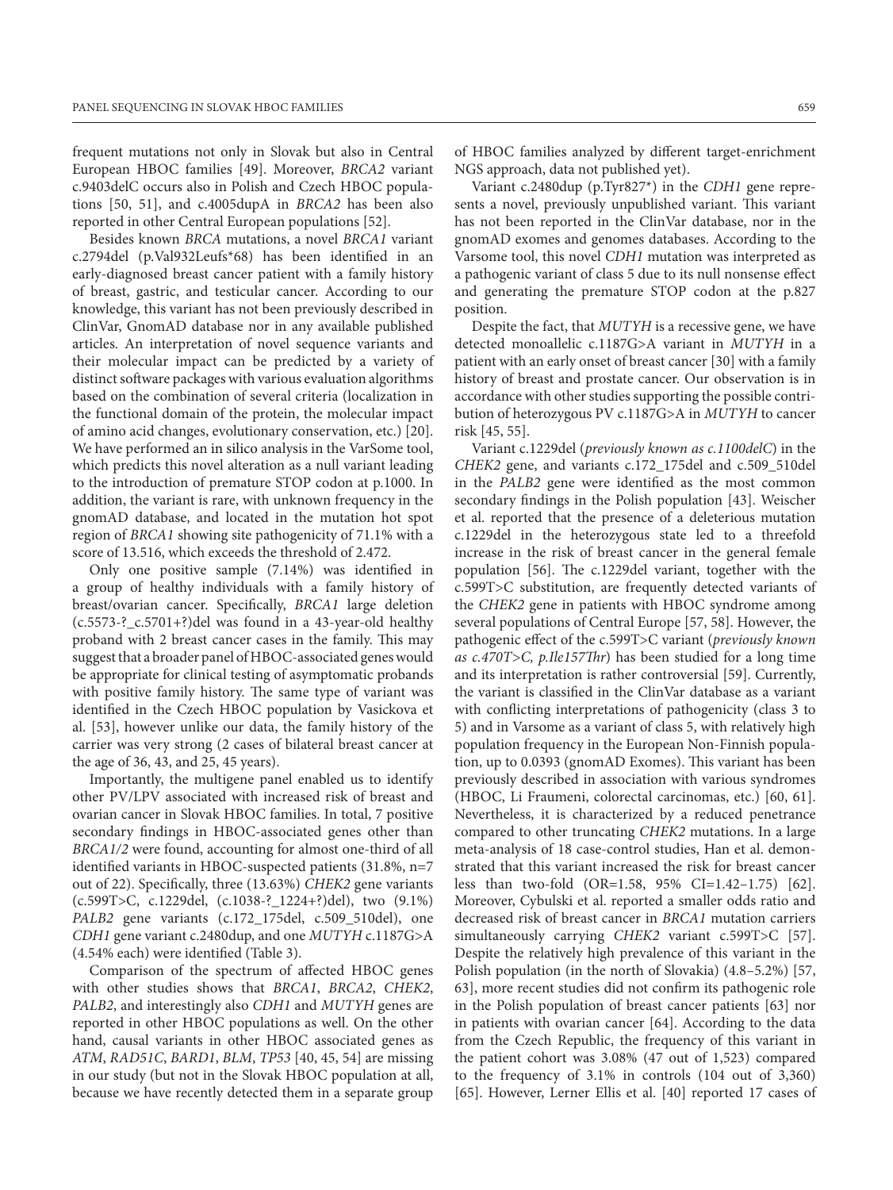frequent mutations not only in Slovak but also in Central European HBOC families [49]. Moreover, *BRCA2* variant c.9403delC occurs also in Polish and Czech HBOC populations [50, 51], and c.4005dupA in *BRCA2* has been also reported in other Central European populations [52].

Besides known *BRCA* mutations, a novel *BRCA1* variant c.2794del (p.Val932Leufs*68) has been identified in an early-diagnosed breast cancer patient with a family history of breast, gastric, and testicular cancer. According to our knowledge, this variant has not been previously described in ClinVar, GnomAD database nor in any available published articles. An interpretation of novel sequence variants and their molecular impact can be predicted by a variety of distinct software packages with various evaluation algorithms based on the combination of several criteria (localization in the functional domain of the protein, the molecular impact of amino acid changes, evolutionary conservation, etc.) [20]. We have performed an in silico analysis in the VarSome tool, which predicts this novel alteration as a null variant leading to the introduction of premature STOP codon at p.1000. In addition, the variant is rare, with unknown frequency in the gnomAD database, and located in the mutation hot spot region of *BRCA1* showing site pathogenicity of 71.1% with a score of 13.516, which exceeds the threshold of 2.472.

Only one positive sample (7.14%) was identified in a group of healthy individuals with a family history of breast/ovarian cancer. Specifically, *BRCA1* large deletion (c.5573-?_c.5701+?)del was found in a 43-year-old healthy proband with 2 breast cancer cases in the family. This may suggest that a broader panel of HBOC-associated genes would be appropriate for clinical testing of asymptomatic probands with positive family history. The same type of variant was identified in the Czech HBOC population by Vasickova et al. [53], however unlike our data, the family history of the carrier was very strong (2 cases of bilateral breast cancer at the age of 36, 43, and 25, 45 years).

Importantly, the multigene panel enabled us to identify other PV/LPV associated with increased risk of breast and ovarian cancer in Slovak HBOC families. In total, 7 positive secondary findings in HBOC-associated genes other than *BRCA1/2* were found, accounting for almost one-third of all identified variants in HBOC-suspected patients (31.8%, n=7 out of 22). Specifically, three (13.63%) *CHEK2* gene variants (c.599T>C, c.1229del, (c.1038-?_1224+?)del), two (9.1%) *PALB2* gene variants (c.172_175del, c.509_510del), one *CDH1* gene variant c.2480dup, and one *MUTYH* c.1187G>A (4.54% each) were identified (Table 3).

Comparison of the spectrum of affected HBOC genes with other studies shows that *BRCA1*, *BRCA2*, *CHEK2*, *PALB2*, and interestingly also *CDH1* and *MUTYH* genes are reported in other HBOC populations as well. On the other hand, causal variants in other HBOC associated genes as *ATM*, *RAD51C*, *BARD1*, *BLM*, *TP53* [40, 45, 54] are missing in our study (but not in the Slovak HBOC population at all, because we have recently detected them in a separate group of HBOC families analyzed by different target-enrichment NGS approach, data not published yet).

Variant c.2480dup (p.Tyr827*) in the *CDH1* gene represents a novel, previously unpublished variant. This variant has not been reported in the ClinVar database, nor in the gnomAD exomes and genomes databases. According to the Varsome tool, this novel *CDH1* mutation was interpreted as a pathogenic variant of class 5 due to its null nonsense effect and generating the premature STOP codon at the p.827 position.

Despite the fact, that *MUTYH* is a recessive gene, we have detected monoallelic c.1187G>A variant in *MUTYH* in a patient with an early onset of breast cancer [30] with a family history of breast and prostate cancer. Our observation is in accordance with other studies supporting the possible contribution of heterozygous PV c.1187G>A in *MUTYH* to cancer risk [45, 55].

Variant c.1229del (*previously known as c.1100delC*) in the *CHEK2* gene, and variants c.172_175del and c.509_510del in the *PALB2* gene were identified as the most common secondary findings in the Polish population [43]. Weischer et al. reported that the presence of a deleterious mutation c.1229del in the heterozygous state led to a threefold increase in the risk of breast cancer in the general female population [56]. The c.1229del variant, together with the c.599T>C substitution, are frequently detected variants of the *CHEK2* gene in patients with HBOC syndrome among several populations of Central Europe [57, 58]. However, the pathogenic effect of the c.599T>C variant (*previously known as c.470T>C, p.Ile157Thr*) has been studied for a long time and its interpretation is rather controversial [59]. Currently, the variant is classified in the ClinVar database as a variant with conflicting interpretations of pathogenicity (class 3 to 5) and in Varsome as a variant of class 5, with relatively high population frequency in the European Non-Finnish population, up to 0.0393 (gnomAD Exomes). This variant has been previously described in association with various syndromes (HBOC, Li Fraumeni, colorectal carcinomas, etc.) [60, 61]. Nevertheless, it is characterized by a reduced penetrance compared to other truncating *CHEK2* mutations. In a large meta-analysis of 18 case-control studies, Han et al. demonstrated that this variant increased the risk for breast cancer less than two-fold (OR=1.58, 95% CI=1.42–1.75) [62]. Moreover, Cybulski et al. reported a smaller odds ratio and decreased risk of breast cancer in *BRCA1* mutation carriers simultaneously carrying *CHEK2* variant c.599T>C [57]. Despite the relatively high prevalence of this variant in the Polish population (in the north of Slovakia) (4.8–5.2%) [57, 63], more recent studies did not confirm its pathogenic role in the Polish population of breast cancer patients [63] nor in patients with ovarian cancer [64]. According to the data from the Czech Republic, the frequency of this variant in the patient cohort was 3.08% (47 out of 1,523) compared to the frequency of 3.1% in controls (104 out of 3,360) [65]. However, Lerner Ellis et al. [40] reported 17 cases of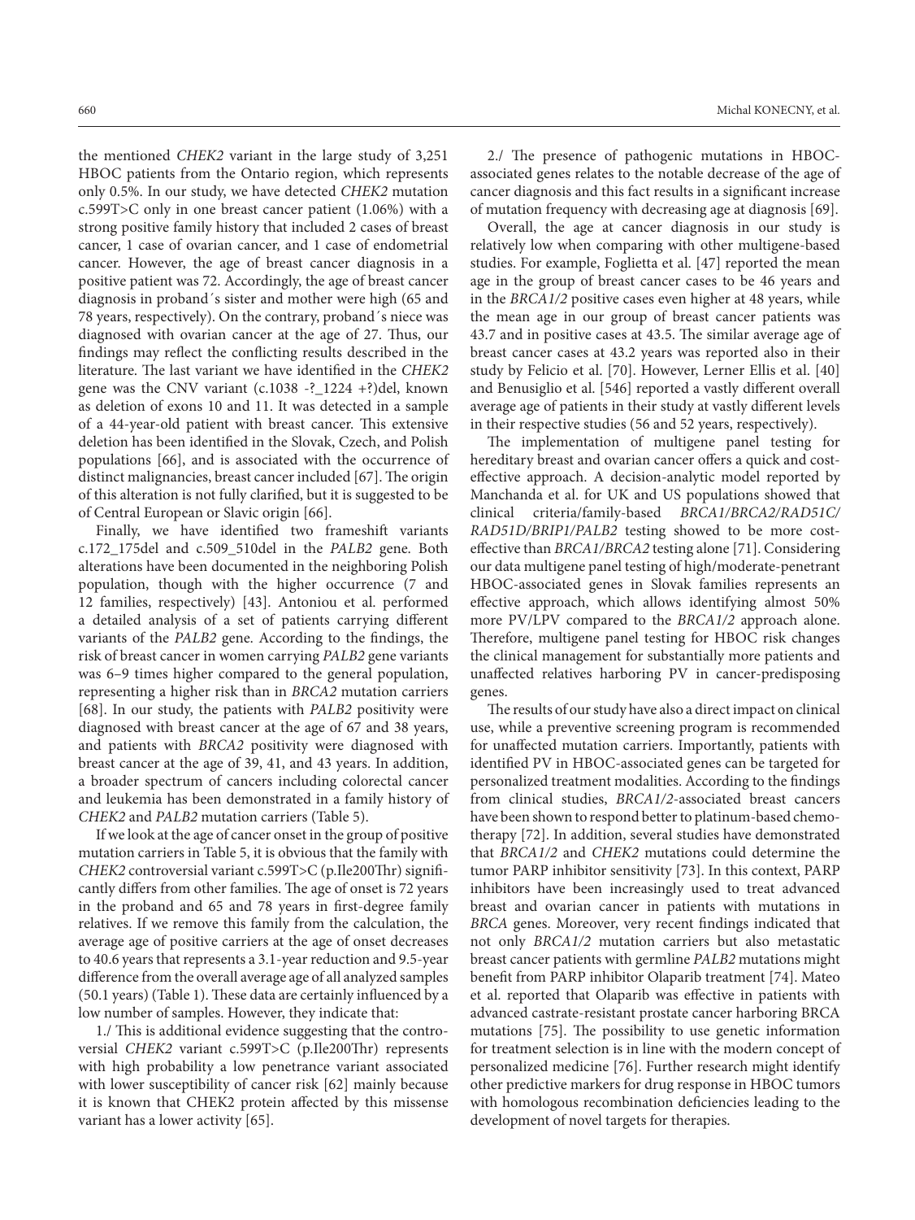the mentioned *CHEK2* variant in the large study of 3,251 HBOC patients from the Ontario region, which represents only 0.5%. In our study, we have detected *CHEK2* mutation c.599T>C only in one breast cancer patient (1.06%) with a strong positive family history that included 2 cases of breast cancer, 1 case of ovarian cancer, and 1 case of endometrial cancer. However, the age of breast cancer diagnosis in a positive patient was 72. Accordingly, the age of breast cancer diagnosis in proband´s sister and mother were high (65 and 78 years, respectively). On the contrary, proband´s niece was diagnosed with ovarian cancer at the age of 27. Thus, our findings may reflect the conflicting results described in the literature. The last variant we have identified in the *CHEK2* gene was the CNV variant (c.1038 -?_1224 +?)del, known as deletion of exons 10 and 11. It was detected in a sample of a 44-year-old patient with breast cancer. This extensive deletion has been identified in the Slovak, Czech, and Polish populations [66], and is associated with the occurrence of distinct malignancies, breast cancer included [67]. The origin of this alteration is not fully clarified, but it is suggested to be of Central European or Slavic origin [66].

Finally, we have identified two frameshift variants c.172_175del and c.509_510del in the *PALB2* gene. Both alterations have been documented in the neighboring Polish population, though with the higher occurrence (7 and 12 families, respectively) [43]. Antoniou et al. performed a detailed analysis of a set of patients carrying different variants of the *PALB2* gene. According to the findings, the risk of breast cancer in women carrying *PALB2* gene variants was 6–9 times higher compared to the general population, representing a higher risk than in *BRCA2* mutation carriers [68]. In our study, the patients with *PALB2* positivity were diagnosed with breast cancer at the age of 67 and 38 years, and patients with *BRCA2* positivity were diagnosed with breast cancer at the age of 39, 41, and 43 years. In addition, a broader spectrum of cancers including colorectal cancer and leukemia has been demonstrated in a family history of *CHEK2* and *PALB2* mutation carriers (Table 5).

If we look at the age of cancer onset in the group of positive mutation carriers in Table 5, it is obvious that the family with *CHEK2* controversial variant c.599T>C (p.Ile200Thr) significantly differs from other families. The age of onset is 72 years in the proband and 65 and 78 years in first-degree family relatives. If we remove this family from the calculation, the average age of positive carriers at the age of onset decreases to 40.6 years that represents a 3.1-year reduction and 9.5-year difference from the overall average age of all analyzed samples (50.1 years) (Table 1). These data are certainly influenced by a low number of samples. However, they indicate that:

1./ This is additional evidence suggesting that the controversial *CHEK2* variant c.599T>C (p.Ile200Thr) represents with high probability a low penetrance variant associated with lower susceptibility of cancer risk [62] mainly because it is known that CHEK2 protein affected by this missense variant has a lower activity [65].

2./ The presence of pathogenic mutations in HBOC-associated genes relates to the notable decrease of the age of cancer diagnosis and this fact results in a significant increase of mutation frequency with decreasing age at diagnosis [69].

Overall, the age at cancer diagnosis in our study is relatively low when comparing with other multigene-based studies. For example, Foglietta et al. [47] reported the mean age in the group of breast cancer cases to be 46 years and in the *BRCA1/2* positive cases even higher at 48 years, while the mean age in our group of breast cancer patients was 43.7 and in positive cases at 43.5. The similar average age of breast cancer cases at 43.2 years was reported also in their study by Felicio et al. [70]. However, Lerner Ellis et al. [40] and Benusiglio et al. [546] reported a vastly different overall average age of patients in their study at vastly different levels in their respective studies (56 and 52 years, respectively).

The implementation of multigene panel testing for hereditary breast and ovarian cancer offers a quick and cost-effective approach. A decision-analytic model reported by Manchanda et al. for UK and US populations showed that clinical criteria/family-based *BRCA1/BRCA2/RAD51C/RAD51D/BRIP1/PALB2* testing showed to be more cost-effective than *BRCA1/BRCA2* testing alone [71]. Considering our data multigene panel testing of high/moderate-penetrant HBOC-associated genes in Slovak families represents an effective approach, which allows identifying almost 50% more PV/LPV compared to the *BRCA1/2* approach alone. Therefore, multigene panel testing for HBOC risk changes the clinical management for substantially more patients and unaffected relatives harboring PV in cancer-predisposing genes.

The results of our study have also a direct impact on clinical use, while a preventive screening program is recommended for unaffected mutation carriers. Importantly, patients with identified PV in HBOC-associated genes can be targeted for personalized treatment modalities. According to the findings from clinical studies, *BRCA1/2*-associated breast cancers have been shown to respond better to platinum-based chemotherapy [72]. In addition, several studies have demonstrated that *BRCA1/2* and *CHEK2* mutations could determine the tumor PARP inhibitor sensitivity [73]. In this context, PARP inhibitors have been increasingly used to treat advanced breast and ovarian cancer in patients with mutations in *BRCA* genes. Moreover, very recent findings indicated that not only *BRCA1/2* mutation carriers but also metastatic breast cancer patients with germline *PALB2* mutations might benefit from PARP inhibitor Olaparib treatment [74]. Mateo et al. reported that Olaparib was effective in patients with advanced castrate-resistant prostate cancer harboring BRCA mutations [75]. The possibility to use genetic information for treatment selection is in line with the modern concept of personalized medicine [76]. Further research might identify other predictive markers for drug response in HBOC tumors with homologous recombination deficiencies leading to the development of novel targets for therapies.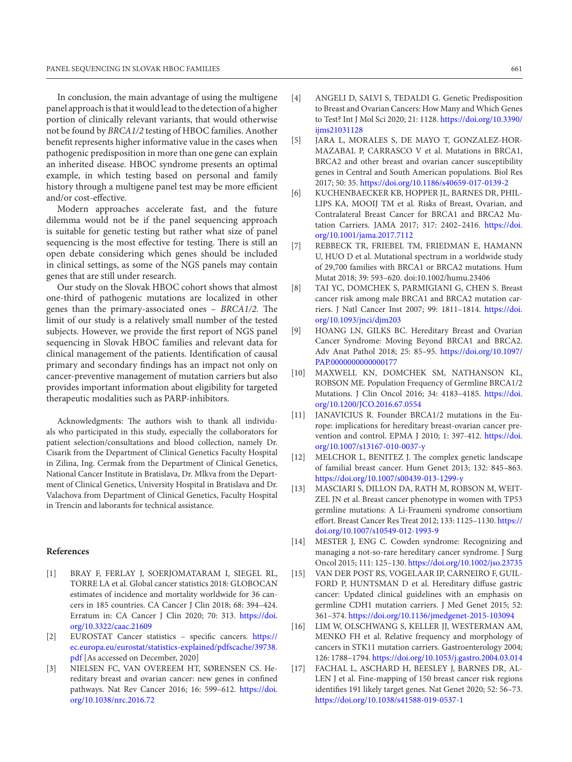In conclusion, the main advantage of using the multigene panel approach is that it would lead to the detection of a higher portion of clinically relevant variants, that would otherwise not be found by *BRCA1/2* testing of HBOC families. Another benefit represents higher informative value in the cases when pathogenic predisposition in more than one gene can explain an inherited disease. HBOC syndrome presents an optimal example, in which testing based on personal and family history through a multigene panel test may be more efficient and/or cost-effective.

Modern approaches accelerate fast, and the future dilemma would not be if the panel sequencing approach is suitable for genetic testing but rather what size of panel sequencing is the most effective for testing. There is still an open debate considering which genes should be included in clinical settings, as some of the NGS panels may contain genes that are still under research.

Our study on the Slovak HBOC cohort shows that almost one-third of pathogenic mutations are localized in other genes than the primary-associated ones – *BRCA1/2*. The limit of our study is a relatively small number of the tested subjects. However, we provide the first report of NGS panel sequencing in Slovak HBOC families and relevant data for clinical management of the patients. Identification of causal primary and secondary findings has an impact not only on cancer-preventive management of mutation carriers but also provides important information about eligibility for targeted therapeutic modalities such as PARP-inhibitors.

Acknowledgments: The authors wish to thank all individuals who participated in this study, especially the collaborators for patient selection/consultations and blood collection, namely Dr. Cisarik from the Department of Clinical Genetics Faculty Hospital in Zilina, Ing. Cermak from the Department of Clinical Genetics, National Cancer Institute in Bratislava, Dr. Mlkva from the Department of Clinical Genetics, University Hospital in Bratislava and Dr. Valachova from Department of Clinical Genetics, Faculty Hospital in Trencin and laborants for technical assistance.

## References

[1] BRAY F, FERLAY J, SOERJOMATARAM I, SIEGEL RL, TORRE LA et al. Global cancer statistics 2018: GLOBOCAN estimates of incidence and mortality worldwide for 36 cancers in 185 countries. CA Cancer J Clin 2018; 68: 394–424. Erratum in: CA Cancer J Clin 2020; 70: 313. https://doi.org/10.3322/caac.21609

[2] EUROSTAT Cancer statistics – specific cancers. https://ec.europa.eu/eurostat/statistics-explained/pdfscache/39738.pdf [As accessed on December, 2020]

[3] NIELSEN FC, VAN OVEREEM HT, SØRENSEN CS. Hereditary breast and ovarian cancer: new genes in confined pathways. Nat Rev Cancer 2016; 16: 599–612. https://doi.org/10.1038/nrc.2016.72

[4] ANGELI D, SALVI S, TEDALDI G. Genetic Predisposition to Breast and Ovarian Cancers: How Many and Which Genes to Test? Int J Mol Sci 2020; 21: 1128. https://doi.org/10.3390/ijms21031128

[5] JARA L, MORALES S, DE MAYO T, GONZALEZ-HORMAZABAL P, CARRASCO V et al. Mutations in BRCA1, BRCA2 and other breast and ovarian cancer susceptibility genes in Central and South American populations. Biol Res 2017; 50: 35. https://doi.org/10.1186/s40659-017-0139-2

[6] KUCHENBAECKER KB, HOPPER JL, BARNES DR, PHILLIPS KA, MOOIJ TM et al. Risks of Breast, Ovarian, and Contralateral Breast Cancer for BRCA1 and BRCA2 Mutation Carriers. JAMA 2017; 317: 2402–2416. https://doi.org/10.1001/jama.2017.7112

[7] REBBECK TR, FRIEBEL TM, FRIEDMAN E, HAMANN U, HUO D et al. Mutational spectrum in a worldwide study of 29,700 families with BRCA1 or BRCA2 mutations. Hum Mutat 2018; 39: 593–620. doi:10.1002/humu.23406

[8] TAI YC, DOMCHEK S, PARMIGIANI G, CHEN S. Breast cancer risk among male BRCA1 and BRCA2 mutation carriers. J Natl Cancer Inst 2007; 99: 1811–1814. https://doi.org/10.1093/jnci/djm203

[9] HOANG LN, GILKS BC. Hereditary Breast and Ovarian Cancer Syndrome: Moving Beyond BRCA1 and BRCA2. Adv Anat Pathol 2018; 25: 85–95. https://doi.org/10.1097/PAP.0000000000000177

[10] MAXWELL KN, DOMCHEK SM, NATHANSON KL, ROBSON ME. Population Frequency of Germline BRCA1/2 Mutations. J Clin Oncol 2016; 34: 4183–4185. https://doi.org/10.1200/JCO.2016.67.0554

[11] JANAVICIUS R. Founder BRCA1/2 mutations in the Europe: implications for hereditary breast-ovarian cancer prevention and control. EPMA J 2010; 1: 397-412. https://doi.org/10.1007/s13167-010-0037-y

[12] MELCHOR L, BENITEZ J. The complex genetic landscape of familial breast cancer. Hum Genet 2013; 132: 845–863. https://doi.org/10.1007/s00439-013-1299-y

[13] MASCIARI S, DILLON DA, RATH M, ROBSON M, WEITZEL JN et al. Breast cancer phenotype in women with TP53 germline mutations: A Li-Fraumeni syndrome consortium effort. Breast Cancer Res Treat 2012; 133: 1125–1130. https://doi.org/10.1007/s10549-012-1993-9

[14] MESTER J, ENG C. Cowden syndrome: Recognizing and managing a not-so-rare hereditary cancer syndrome. J Surg Oncol 2015; 111: 125–130. https://doi.org/10.1002/jso.23735

[15] VAN DER POST RS, VOGELAAR IP, CARNEIRO F, GUILFORD P, HUNTSMAN D et al. Hereditary diffuse gastric cancer: Updated clinical guidelines with an emphasis on germline CDH1 mutation carriers. J Med Genet 2015; 52: 361–374. https://doi.org/10.1136/jmedgenet-2015-103094

[16] LIM W, OLSCHWANG S, KELLER JJ, WESTERMAN AM, MENKO FH et al. Relative frequency and morphology of cancers in STK11 mutation carriers. Gastroenterology 2004; 126: 1788–1794. https://doi.org/10.1053/j.gastro.2004.03.014

[17] FACHAL L, ASCHARD H, BEESLEY J, BARNES DR, ALLEN J et al. Fine-mapping of 150 breast cancer risk regions identifies 191 likely target genes. Nat Genet 2020; 52: 56–73. https://doi.org/10.1038/s41588-019-0537-1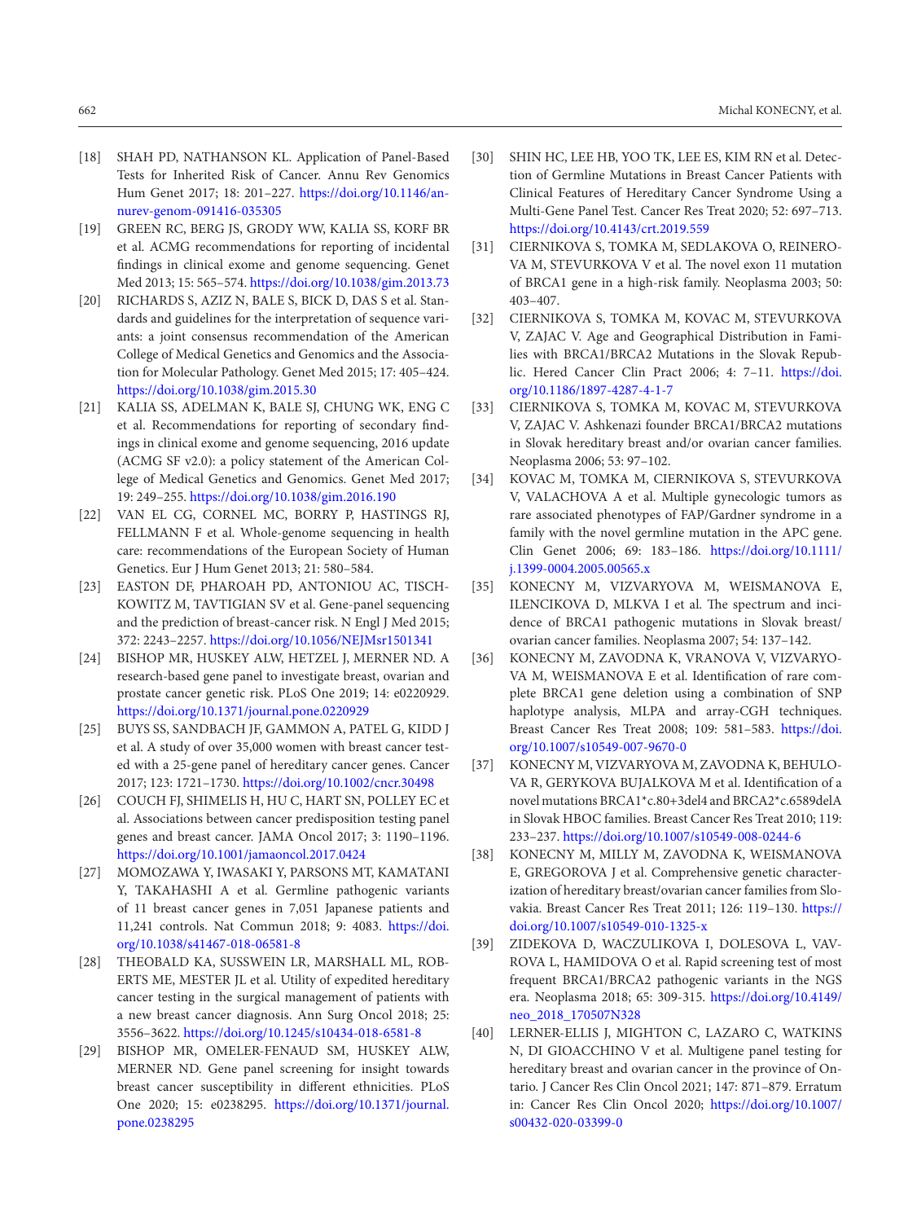[18] SHAH PD, NATHANSON KL. Application of Panel-Based Tests for Inherited Risk of Cancer. Annu Rev Genomics Hum Genet 2017; 18: 201–227. https://doi.org/10.1146/annurev-genom-091416-035305

[19] GREEN RC, BERG JS, GRODY WW, KALIA SS, KORF BR et al. ACMG recommendations for reporting of incidental findings in clinical exome and genome sequencing. Genet Med 2013; 15: 565–574. https://doi.org/10.1038/gim.2013.73

[20] RICHARDS S, AZIZ N, BALE S, BICK D, DAS S et al. Standards and guidelines for the interpretation of sequence variants: a joint consensus recommendation of the American College of Medical Genetics and Genomics and the Association for Molecular Pathology. Genet Med 2015; 17: 405–424. https://doi.org/10.1038/gim.2015.30

[21] KALIA SS, ADELMAN K, BALE SJ, CHUNG WK, ENG C et al. Recommendations for reporting of secondary findings in clinical exome and genome sequencing, 2016 update (ACMG SF v2.0): a policy statement of the American College of Medical Genetics and Genomics. Genet Med 2017; 19: 249–255. https://doi.org/10.1038/gim.2016.190

[22] VAN EL CG, CORNEL MC, BORRY P, HASTINGS RJ, FELLMANN F et al. Whole-genome sequencing in health care: recommendations of the European Society of Human Genetics. Eur J Hum Genet 2013; 21: 580–584.

[23] EASTON DF, PHAROAH PD, ANTONIOU AC, TISCHKOWITZ M, TAVTIGIAN SV et al. Gene-panel sequencing and the prediction of breast-cancer risk. N Engl J Med 2015; 372: 2243–2257. https://doi.org/10.1056/NEJMsr1501341

[24] BISHOP MR, HUSKEY ALW, HETZEL J, MERNER ND. A research-based gene panel to investigate breast, ovarian and prostate cancer genetic risk. PLoS One 2019; 14: e0220929. https://doi.org/10.1371/journal.pone.0220929

[25] BUYS SS, SANDBACH JF, GAMMON A, PATEL G, KIDD J et al. A study of over 35,000 women with breast cancer tested with a 25-gene panel of hereditary cancer genes. Cancer 2017; 123: 1721–1730. https://doi.org/10.1002/cncr.30498

[26] COUCH FJ, SHIMELIS H, HU C, HART SN, POLLEY EC et al. Associations between cancer predisposition testing panel genes and breast cancer. JAMA Oncol 2017; 3: 1190–1196. https://doi.org/10.1001/jamaoncol.2017.0424

[27] MOMOZAWA Y, IWASAKI Y, PARSONS MT, KAMATANI Y, TAKAHASHI A et al. Germline pathogenic variants of 11 breast cancer genes in 7,051 Japanese patients and 11,241 controls. Nat Commun 2018; 9: 4083. https://doi.org/10.1038/s41467-018-06581-8

[28] THEOBALD KA, SUSSWEIN LR, MARSHALL ML, ROBERTS ME, MESTER JL et al. Utility of expedited hereditary cancer testing in the surgical management of patients with a new breast cancer diagnosis. Ann Surg Oncol 2018; 25: 3556–3622. https://doi.org/10.1245/s10434-018-6581-8

[29] BISHOP MR, OMELER-FENAUD SM, HUSKEY ALW, MERNER ND. Gene panel screening for insight towards breast cancer susceptibility in different ethnicities. PLoS One 2020; 15: e0238295. https://doi.org/10.1371/journal.pone.0238295

[30] SHIN HC, LEE HB, YOO TK, LEE ES, KIM RN et al. Detection of Germline Mutations in Breast Cancer Patients with Clinical Features of Hereditary Cancer Syndrome Using a Multi-Gene Panel Test. Cancer Res Treat 2020; 52: 697–713. https://doi.org/10.4143/crt.2019.559

[31] CIERNIKOVA S, TOMKA M, SEDLAKOVA O, REINEROVA M, STEVURKOVA V et al. The novel exon 11 mutation of BRCA1 gene in a high-risk family. Neoplasma 2003; 50: 403–407.

[32] CIERNIKOVA S, TOMKA M, KOVAC M, STEVURKOVA V, ZAJAC V. Age and Geographical Distribution in Families with BRCA1/BRCA2 Mutations in the Slovak Republic. Hered Cancer Clin Pract 2006; 4: 7–11. https://doi.org/10.1186/1897-4287-4-1-7

[33] CIERNIKOVA S, TOMKA M, KOVAC M, STEVURKOVA V, ZAJAC V. Ashkenazi founder BRCA1/BRCA2 mutations in Slovak hereditary breast and/or ovarian cancer families. Neoplasma 2006; 53: 97–102.

[34] KOVAC M, TOMKA M, CIERNIKOVA S, STEVURKOVA V, VALACHOVA A et al. Multiple gynecologic tumors as rare associated phenotypes of FAP/Gardner syndrome in a family with the novel germline mutation in the APC gene. Clin Genet 2006; 69: 183–186. https://doi.org/10.1111/j.1399-0004.2005.00565.x

[35] KONECNY M, VIZVARYOVA M, WEISMANOVA E, ILENCIKOVA D, MLKVA I et al. The spectrum and incidence of BRCA1 pathogenic mutations in Slovak breast/ovarian cancer families. Neoplasma 2007; 54: 137–142.

[36] KONECNY M, ZAVODNA K, VRANOVA V, VIZVARYOVA M, WEISMANOVA E et al. Identification of rare complete BRCA1 gene deletion using a combination of SNP haplotype analysis, MLPA and array-CGH techniques. Breast Cancer Res Treat 2008; 109: 581–583. https://doi.org/10.1007/s10549-007-9670-0

[37] KONECNY M, VIZVARYOVA M, ZAVODNA K, BEHULOVA R, GERYKOVA BUJALKOVA M et al. Identification of a novel mutations BRCA1*c.80+3del4 and BRCA2*c.6589delA in Slovak HBOC families. Breast Cancer Res Treat 2010; 119: 233–237. https://doi.org/10.1007/s10549-008-0244-6

[38] KONECNY M, MILLY M, ZAVODNA K, WEISMANOVA E, GREGOROVA J et al. Comprehensive genetic characterization of hereditary breast/ovarian cancer families from Slovakia. Breast Cancer Res Treat 2011; 126: 119–130. https://doi.org/10.1007/s10549-010-1325-x

[39] ZIDEKOVA D, WACZULIKOVA I, DOLESOVA L, VAVROVA L, HAMIDOVA O et al. Rapid screening test of most frequent BRCA1/BRCA2 pathogenic variants in the NGS era. Neoplasma 2018; 65: 309-315. https://doi.org/10.4149/neo_2018_170507N328

[40] LERNER-ELLIS J, MIGHTON C, LAZARO C, WATKINS N, DI GIOACCHINO V et al. Multigene panel testing for hereditary breast and ovarian cancer in the province of Ontario. J Cancer Res Clin Oncol 2021; 147: 871–879. Erratum in: Cancer Res Clin Oncol 2020; https://doi.org/10.1007/s00432-020-03399-0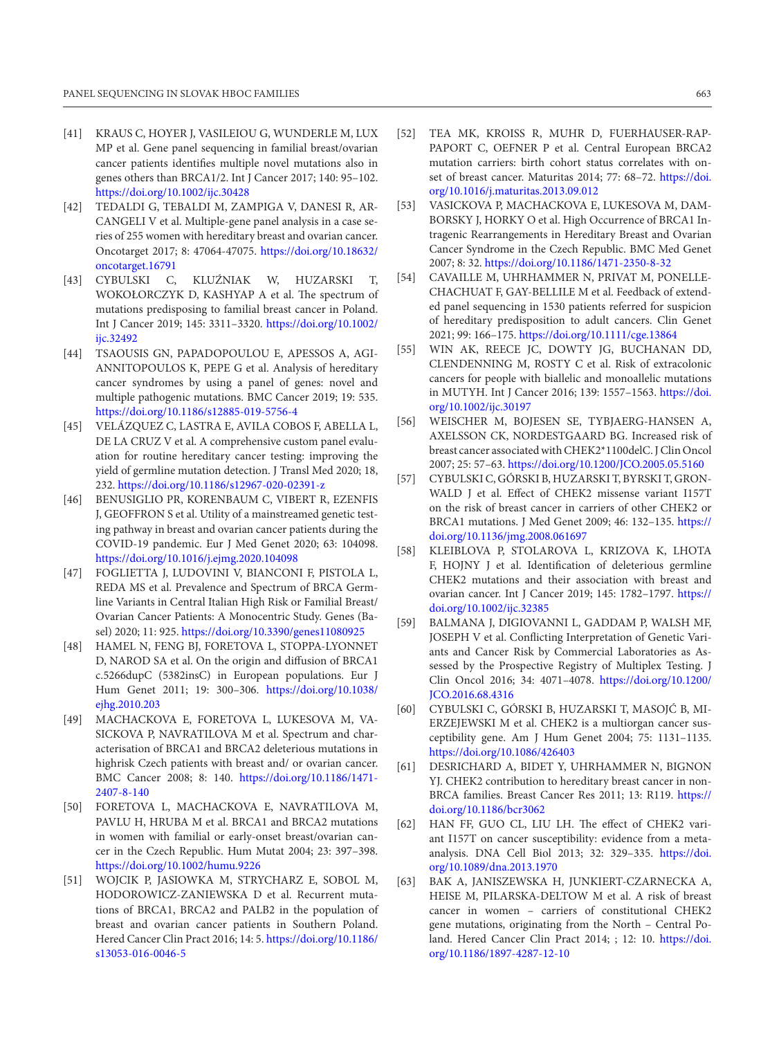[41] KRAUS C, HOYER J, VASILEIOU G, WUNDERLE M, LUX MP et al. Gene panel sequencing in familial breast/ovarian cancer patients identifies multiple novel mutations also in genes others than BRCA1/2. Int J Cancer 2017; 140: 95–102. https://doi.org/10.1002/ijc.30428

[42] TEDALDI G, TEBALDI M, ZAMPIGA V, DANESI R, ARCANGELI V et al. Multiple-gene panel analysis in a case series of 255 women with hereditary breast and ovarian cancer. Oncotarget 2017; 8: 47064-47075. https://doi.org/10.18632/oncotarget.16791

[43] CYBULSKI C, KLUŹNIAK W, HUZARSKI T, WOKOŁORCZYK D, KASHYAP A et al. The spectrum of mutations predisposing to familial breast cancer in Poland. Int J Cancer 2019; 145: 3311–3320. https://doi.org/10.1002/ijc.32492

[44] TSAOUSIS GN, PAPADOPOULOU E, APESSOS A, AGIANNITOPOULOS K, PEPE G et al. Analysis of hereditary cancer syndromes by using a panel of genes: novel and multiple pathogenic mutations. BMC Cancer 2019; 19: 535. https://doi.org/10.1186/s12885-019-5756-4

[45] VELÁZQUEZ C, LASTRA E, AVILA COBOS F, ABELLA L, DE LA CRUZ V et al. A comprehensive custom panel evaluation for routine hereditary cancer testing: improving the yield of germline mutation detection. J Transl Med 2020; 18, 232. https://doi.org/10.1186/s12967-020-02391-z

[46] BENUSIGLIO PR, KORENBAUM C, VIBERT R, EZENFIS J, GEOFFRON S et al. Utility of a mainstreamed genetic testing pathway in breast and ovarian cancer patients during the COVID-19 pandemic. Eur J Med Genet 2020; 63: 104098. https://doi.org/10.1016/j.ejmg.2020.104098

[47] FOGLIETTA J, LUDOVINI V, BIANCONI F, PISTOLA L, REDA MS et al. Prevalence and Spectrum of BRCA Germline Variants in Central Italian High Risk or Familial Breast/Ovarian Cancer Patients: A Monocentric Study. Genes (Basel) 2020; 11: 925. https://doi.org/10.3390/genes11080925

[48] HAMEL N, FENG BJ, FORETOVA L, STOPPA-LYONNET D, NAROD SA et al. On the origin and diffusion of BRCA1 c.5266dupC (5382insC) in European populations. Eur J Hum Genet 2011; 19: 300–306. https://doi.org/10.1038/ejhg.2010.203

[49] MACHACKOVA E, FORETOVA L, LUKESOVA M, VASICKOVA P, NAVRATILOVA M et al. Spectrum and characterisation of BRCA1 and BRCA2 deleterious mutations in highrisk Czech patients with breast and/ or ovarian cancer. BMC Cancer 2008; 8: 140. https://doi.org/10.1186/1471-2407-8-140

[50] FORETOVA L, MACHACKOVA E, NAVRATILOVA M, PAVLU H, HRUBA M et al. BRCA1 and BRCA2 mutations in women with familial or early-onset breast/ovarian cancer in the Czech Republic. Hum Mutat 2004; 23: 397–398. https://doi.org/10.1002/humu.9226

[51] WOJCIK P, JASIOWKA M, STRYCHARZ E, SOBOL M, HODOROWICZ-ZANIEWSKA D et al. Recurrent mutations of BRCA1, BRCA2 and PALB2 in the population of breast and ovarian cancer patients in Southern Poland. Hered Cancer Clin Pract 2016; 14: 5. https://doi.org/10.1186/s13053-016-0046-5

[52] TEA MK, KROISS R, MUHR D, FUERHAUSER-RAPPAPORT C, OEFNER P et al. Central European BRCA2 mutation carriers: birth cohort status correlates with onset of breast cancer. Maturitas 2014; 77: 68–72. https://doi.org/10.1016/j.maturitas.2013.09.012

[53] VASICKOVA P, MACHACKOVA E, LUKESOVA M, DAMBORSKY J, HORKY O et al. High Occurrence of BRCA1 Intragenic Rearrangements in Hereditary Breast and Ovarian Cancer Syndrome in the Czech Republic. BMC Med Genet 2007; 8: 32. https://doi.org/10.1186/1471-2350-8-32

[54] CAVAILLE M, UHRHAMMER N, PRIVAT M, PONELLE-CHACHUAT F, GAY-BELLILE M et al. Feedback of extended panel sequencing in 1530 patients referred for suspicion of hereditary predisposition to adult cancers. Clin Genet 2021; 99: 166–175. https://doi.org/10.1111/cge.13864

[55] WIN AK, REECE JC, DOWTY JG, BUCHANAN DD, CLENDENNING M, ROSTY C et al. Risk of extracolonic cancers for people with biallelic and monoallelic mutations in MUTYH. Int J Cancer 2016; 139: 1557–1563. https://doi.org/10.1002/ijc.30197

[56] WEISCHER M, BOJESEN SE, TYBJAERG-HANSEN A, AXELSSON CK, NORDESTGAARD BG. Increased risk of breast cancer associated with CHEK2*1100delC. J Clin Oncol 2007; 25: 57–63. https://doi.org/10.1200/JCO.2005.05.5160

[57] CYBULSKI C, GÓRSKI B, HUZARSKI T, BYRSKI T, GRONWALD J et al. Effect of CHEK2 missense variant I157T on the risk of breast cancer in carriers of other CHEK2 or BRCA1 mutations. J Med Genet 2009; 46: 132–135. https://doi.org/10.1136/jmg.2008.061697

[58] KLEIBLOVA P, STOLAROVA L, KRIZOVA K, LHOTA F, HOJNY J et al. Identification of deleterious germline CHEK2 mutations and their association with breast and ovarian cancer. Int J Cancer 2019; 145: 1782–1797. https://doi.org/10.1002/ijc.32385

[59] BALMANA J, DIGIOVANNI L, GADDAM P, WALSH MF, JOSEPH V et al. Conflicting Interpretation of Genetic Variants and Cancer Risk by Commercial Laboratories as Assessed by the Prospective Registry of Multiplex Testing. J Clin Oncol 2016; 34: 4071–4078. https://doi.org/10.1200/JCO.2016.68.4316

[60] CYBULSKI C, GÓRSKI B, HUZARSKI T, MASOJĆ B, MIERZEJEWSKI M et al. CHEK2 is a multiorgan cancer susceptibility gene. Am J Hum Genet 2004; 75: 1131–1135. https://doi.org/10.1086/426403

[61] DESRICHARD A, BIDET Y, UHRHAMMER N, BIGNON YJ. CHEK2 contribution to hereditary breast cancer in non-BRCA families. Breast Cancer Res 2011; 13: R119. https://doi.org/10.1186/bcr3062

[62] HAN FF, GUO CL, LIU LH. The effect of CHEK2 variant I157T on cancer susceptibility: evidence from a meta-analysis. DNA Cell Biol 2013; 32: 329–335. https://doi.org/10.1089/dna.2013.1970

[63] BAK A, JANISZEWSKA H, JUNKIERT-CZARNECKA A, HEISE M, PILARSKA-DELTOW M et al. A risk of breast cancer in women – carriers of constitutional CHEK2 gene mutations, originating from the North – Central Poland. Hered Cancer Clin Pract 2014; ; 12: 10. https://doi.org/10.1186/1897-4287-12-10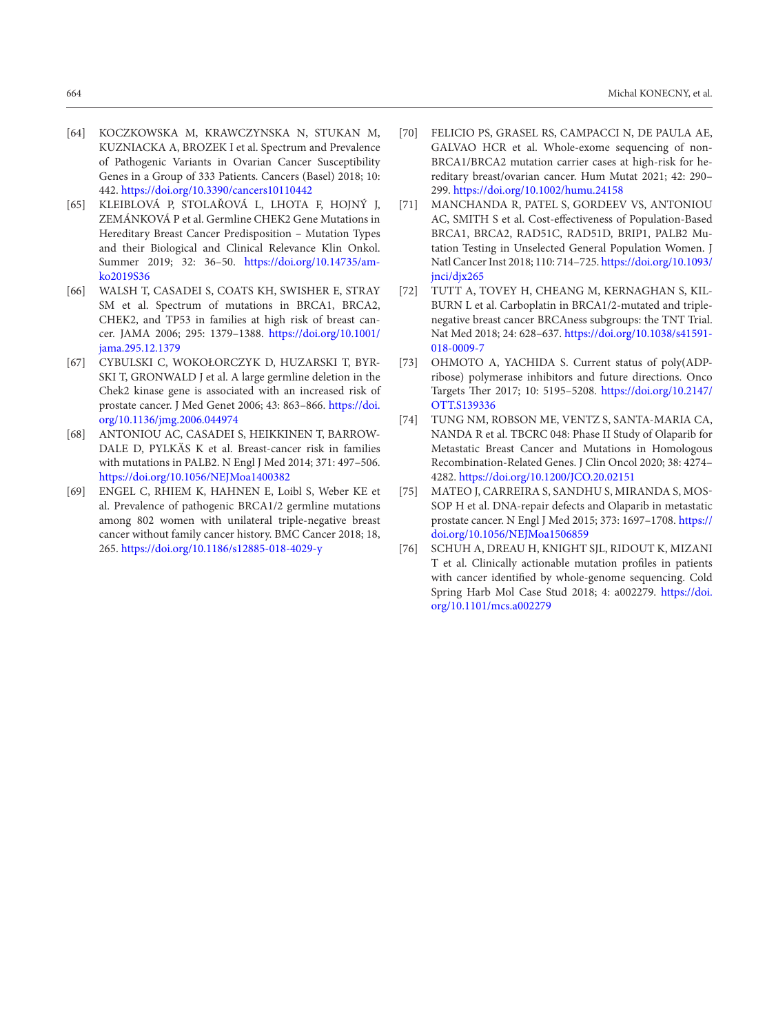[64] KOCZKOWSKA M, KRAWCZYNSKA N, STUKAN M, KUZNIACKA A, BROZEK I et al. Spectrum and Prevalence of Pathogenic Variants in Ovarian Cancer Susceptibility Genes in a Group of 333 Patients. Cancers (Basel) 2018; 10: 442. https://doi.org/10.3390/cancers10110442

[65] KLEIBLOVÁ P, STOLAŘOVÁ L, LHOTA F, HOJNÝ J, ZEMÁNKOVÁ P et al. Germline CHEK2 Gene Mutations in Hereditary Breast Cancer Predisposition – Mutation Types and their Biological and Clinical Relevance Klin Onkol. Summer 2019; 32: 36–50. https://doi.org/10.14735/amko2019S36

[66] WALSH T, CASADEI S, COATS KH, SWISHER E, STRAY SM et al. Spectrum of mutations in BRCA1, BRCA2, CHEK2, and TP53 in families at high risk of breast cancer. JAMA 2006; 295: 1379–1388. https://doi.org/10.1001/jama.295.12.1379

[67] CYBULSKI C, WOKOŁORCZYK D, HUZARSKI T, BYRSKI T, GRONWALD J et al. A large germline deletion in the Chek2 kinase gene is associated with an increased risk of prostate cancer. J Med Genet 2006; 43: 863–866. https://doi.org/10.1136/jmg.2006.044974

[68] ANTONIOU AC, CASADEI S, HEIKKINEN T, BARROWDALE D, PYLKÄS K et al. Breast-cancer risk in families with mutations in PALB2. N Engl J Med 2014; 371: 497–506. https://doi.org/10.1056/NEJMoa1400382

[69] ENGEL C, RHIEM K, HAHNEN E, Loibl S, Weber KE et al. Prevalence of pathogenic BRCA1/2 germline mutations among 802 women with unilateral triple-negative breast cancer without family cancer history. BMC Cancer 2018; 18, 265. https://doi.org/10.1186/s12885-018-4029-y

[70] FELICIO PS, GRASEL RS, CAMPACCI N, DE PAULA AE, GALVAO HCR et al. Whole-exome sequencing of non-BRCA1/BRCA2 mutation carrier cases at high-risk for hereditary breast/ovarian cancer. Hum Mutat 2021; 42: 290–299. https://doi.org/10.1002/humu.24158

[71] MANCHANDA R, PATEL S, GORDEEV VS, ANTONIOU AC, SMITH S et al. Cost-effectiveness of Population-Based BRCA1, BRCA2, RAD51C, RAD51D, BRIP1, PALB2 Mutation Testing in Unselected General Population Women. J Natl Cancer Inst 2018; 110: 714–725. https://doi.org/10.1093/jnci/djx265

[72] TUTT A, TOVEY H, CHEANG M, KERNAGHAN S, KILBURN L et al. Carboplatin in BRCA1/2-mutated and triple-negative breast cancer BRCAness subgroups: the TNT Trial. Nat Med 2018; 24: 628–637. https://doi.org/10.1038/s41591-018-0009-7

[73] OHMOTO A, YACHIDA S. Current status of poly(ADP-ribose) polymerase inhibitors and future directions. Onco Targets Ther 2017; 10: 5195–5208. https://doi.org/10.2147/OTT.S139336

[74] TUNG NM, ROBSON ME, VENTZ S, SANTA-MARIA CA, NANDA R et al. TBCRC 048: Phase II Study of Olaparib for Metastatic Breast Cancer and Mutations in Homologous Recombination-Related Genes. J Clin Oncol 2020; 38: 4274–4282. https://doi.org/10.1200/JCO.20.02151

[75] MATEO J, CARREIRA S, SANDHU S, MIRANDA S, MOSSOP H et al. DNA-repair defects and Olaparib in metastatic prostate cancer. N Engl J Med 2015; 373: 1697–1708. https://doi.org/10.1056/NEJMoa1506859

[76] SCHUH A, DREAU H, KNIGHT SJL, RIDOUT K, MIZANI T et al. Clinically actionable mutation profiles in patients with cancer identified by whole-genome sequencing. Cold Spring Harb Mol Case Stud 2018; 4: a002279. https://doi.org/10.1101/mcs.a002279